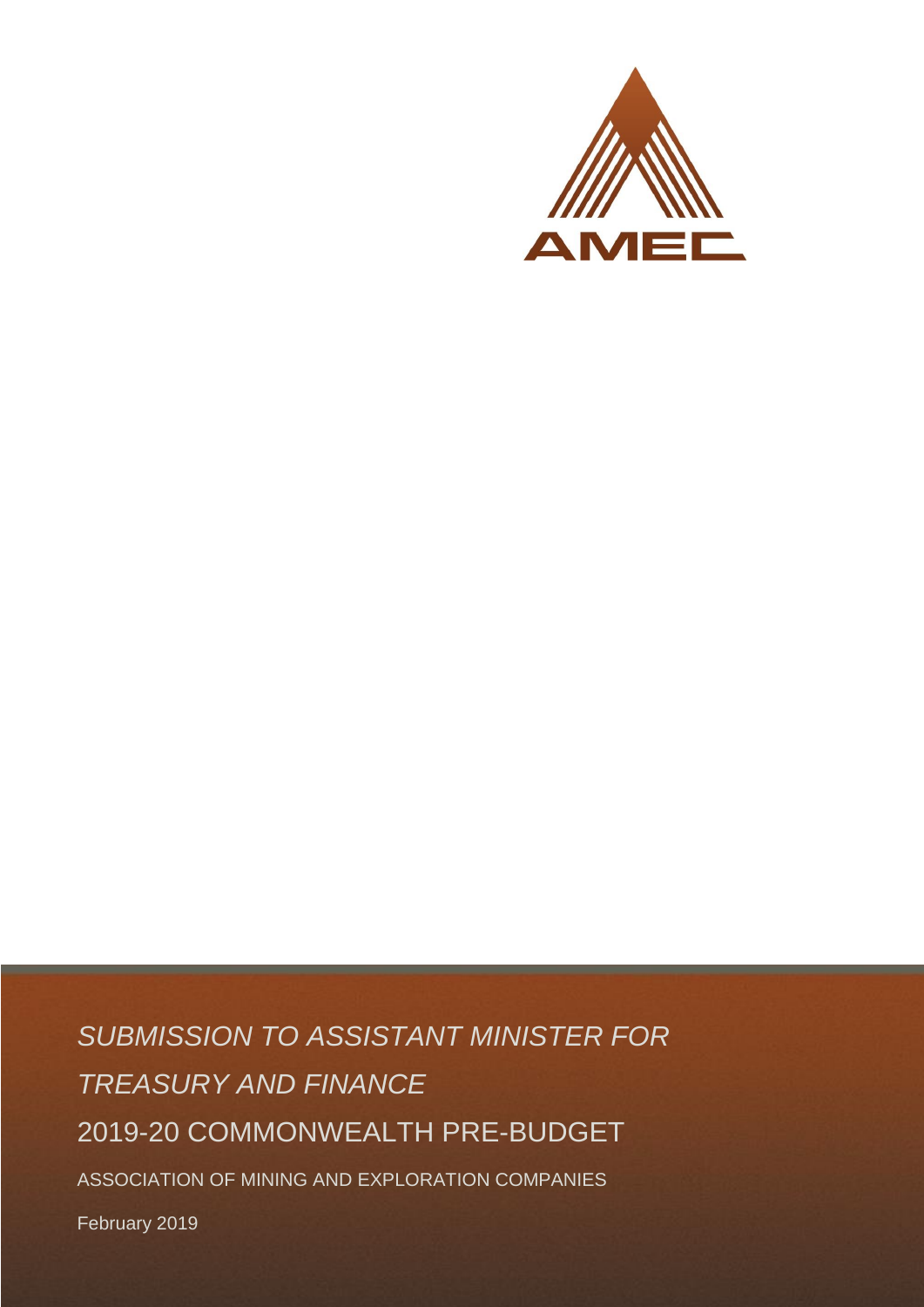AMEC

*SUBMISSION TO ASSISTANT MINISTER FOR TREASURY AND FINANCE*

# 2019-20 COMMONWEALTH PRE-BUDGET

ASSOCIATION OF MINING AND EXPLORATION COMPANIES

February 2019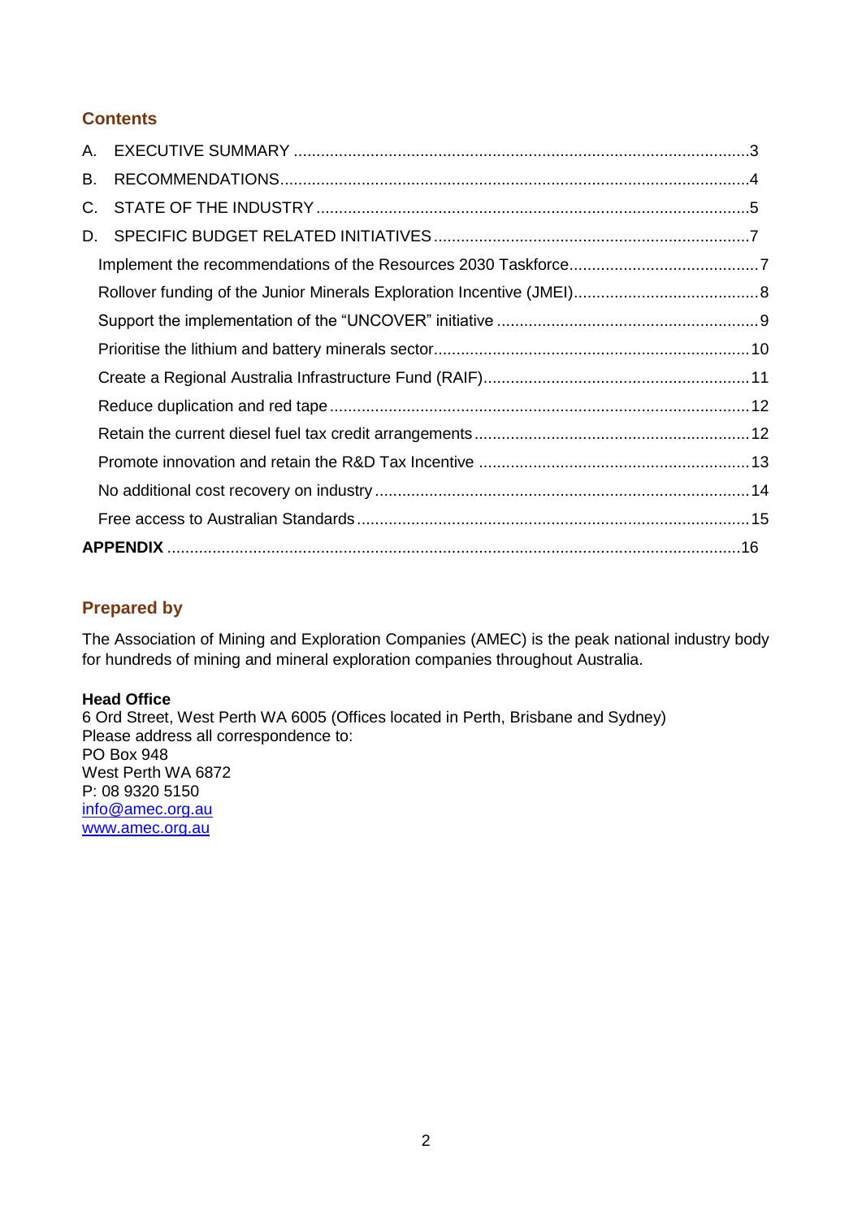## Contents

A. EXECUTIVE SUMMARY ..... 3

B. RECOMMENDATIONS ..... 4

C. STATE OF THE INDUSTRY ..... 5

D. SPECIFIC BUDGET RELATED INITIATIVES ..... 7

- Implement the recommendations of the Resources 2030 Taskforce ..... 7
- Rollover funding of the Junior Minerals Exploration Incentive (JMEI) ..... 8
- Support the implementation of the "UNCOVER" initiative ..... 9
- Prioritise the lithium and battery minerals sector ..... 10
- Create a Regional Australia Infrastructure Fund (RAIF) ..... 11
- Reduce duplication and red tape ..... 12
- Retain the current diesel fuel tax credit arrangements ..... 12
- Promote innovation and retain the R&D Tax Incentive ..... 13
- No additional cost recovery on industry ..... 14
- Free access to Australian Standards ..... 15

**APPENDIX** ..... 16

## Prepared by

The Association of Mining and Exploration Companies (AMEC) is the peak national industry body for hundreds of mining and mineral exploration companies throughout Australia.

**Head Office**
6 Ord Street, West Perth WA 6005 (Offices located in Perth, Brisbane and Sydney)
Please address all correspondence to:
PO Box 948
West Perth WA 6872
P: 08 9320 5150
info@amec.org.au
www.amec.org.au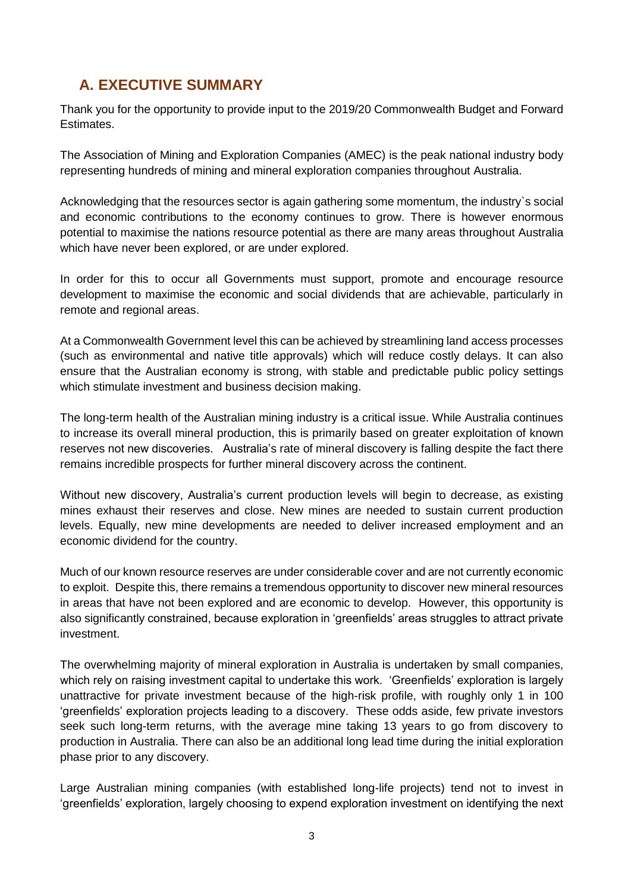## A. EXECUTIVE SUMMARY

Thank you for the opportunity to provide input to the 2019/20 Commonwealth Budget and Forward Estimates.

The Association of Mining and Exploration Companies (AMEC) is the peak national industry body representing hundreds of mining and mineral exploration companies throughout Australia.

Acknowledging that the resources sector is again gathering some momentum, the industry`s social and economic contributions to the economy continues to grow. There is however enormous potential to maximise the nations resource potential as there are many areas throughout Australia which have never been explored, or are under explored.

In order for this to occur all Governments must support, promote and encourage resource development to maximise the economic and social dividends that are achievable, particularly in remote and regional areas.

At a Commonwealth Government level this can be achieved by streamlining land access processes (such as environmental and native title approvals) which will reduce costly delays. It can also ensure that the Australian economy is strong, with stable and predictable public policy settings which stimulate investment and business decision making.

The long-term health of the Australian mining industry is a critical issue. While Australia continues to increase its overall mineral production, this is primarily based on greater exploitation of known reserves not new discoveries. Australia's rate of mineral discovery is falling despite the fact there remains incredible prospects for further mineral discovery across the continent.

Without new discovery, Australia's current production levels will begin to decrease, as existing mines exhaust their reserves and close. New mines are needed to sustain current production levels. Equally, new mine developments are needed to deliver increased employment and an economic dividend for the country.

Much of our known resource reserves are under considerable cover and are not currently economic to exploit. Despite this, there remains a tremendous opportunity to discover new mineral resources in areas that have not been explored and are economic to develop. However, this opportunity is also significantly constrained, because exploration in 'greenfields' areas struggles to attract private investment.

The overwhelming majority of mineral exploration in Australia is undertaken by small companies, which rely on raising investment capital to undertake this work. 'Greenfields' exploration is largely unattractive for private investment because of the high-risk profile, with roughly only 1 in 100 'greenfields' exploration projects leading to a discovery. These odds aside, few private investors seek such long-term returns, with the average mine taking 13 years to go from discovery to production in Australia. There can also be an additional long lead time during the initial exploration phase prior to any discovery.

Large Australian mining companies (with established long-life projects) tend not to invest in 'greenfields' exploration, largely choosing to expend exploration investment on identifying the next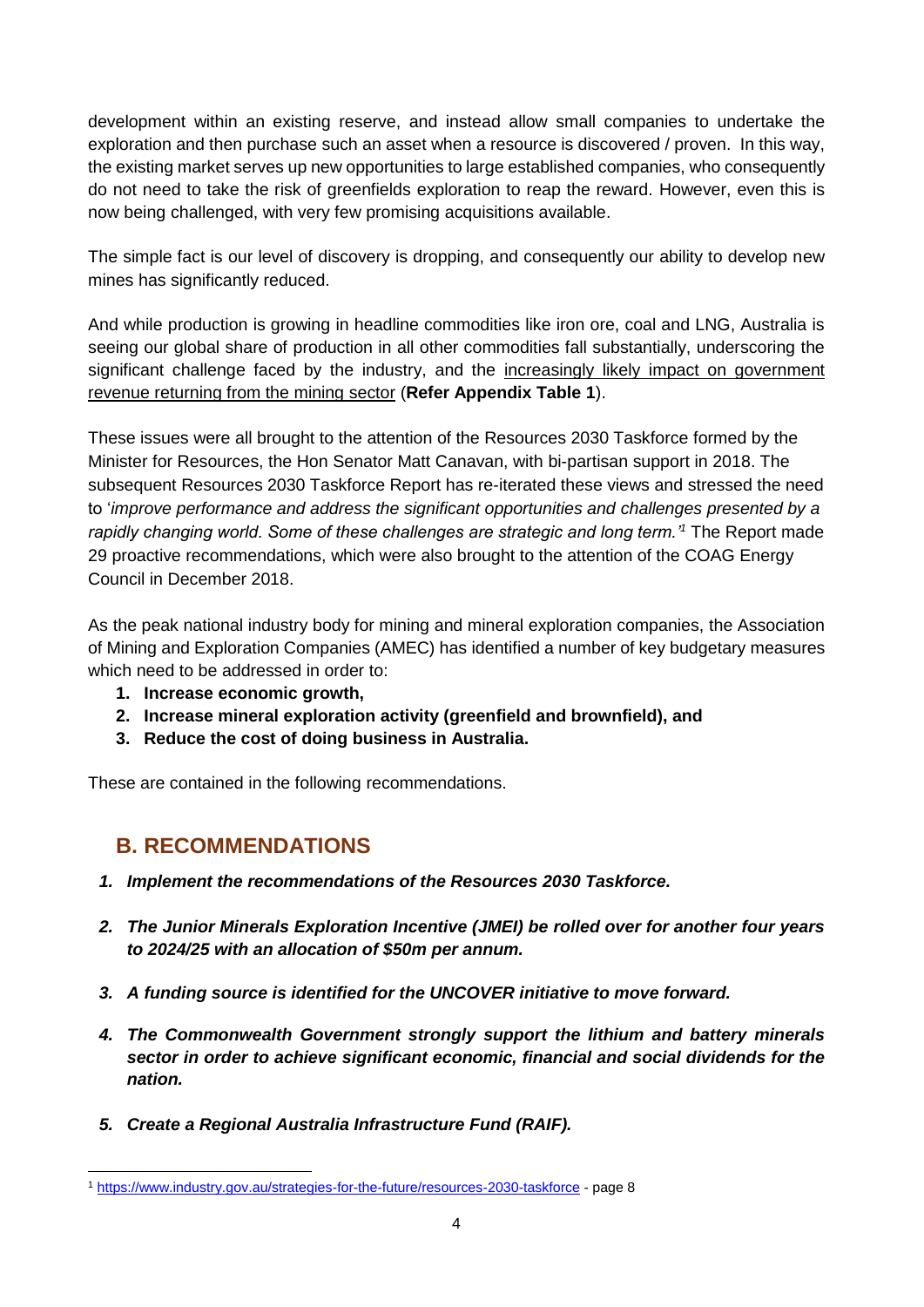development within an existing reserve, and instead allow small companies to undertake the exploration and then purchase such an asset when a resource is discovered / proven. In this way, the existing market serves up new opportunities to large established companies, who consequently do not need to take the risk of greenfields exploration to reap the reward. However, even this is now being challenged, with very few promising acquisitions available.

The simple fact is our level of discovery is dropping, and consequently our ability to develop new mines has significantly reduced.

And while production is growing in headline commodities like iron ore, coal and LNG, Australia is seeing our global share of production in all other commodities fall substantially, underscoring the significant challenge faced by the industry, and the <u>increasingly likely impact on government revenue returning from the mining sector</u> (**Refer Appendix Table 1**).

These issues were all brought to the attention of the Resources 2030 Taskforce formed by the Minister for Resources, the Hon Senator Matt Canavan, with bi-partisan support in 2018. The subsequent Resources 2030 Taskforce Report has re-iterated these views and stressed the need to '*improve performance and address the significant opportunities and challenges presented by a rapidly changing world. Some of these challenges are strategic and long term.'*[1] The Report made 29 proactive recommendations, which were also brought to the attention of the COAG Energy Council in December 2018.

As the peak national industry body for mining and mineral exploration companies, the Association of Mining and Exploration Companies (AMEC) has identified a number of key budgetary measures which need to be addressed in order to:

1. **Increase economic growth,**
2. **Increase mineral exploration activity (greenfield and brownfield), and**
3. **Reduce the cost of doing business in Australia.**

These are contained in the following recommendations.

## B. RECOMMENDATIONS

1. ***Implement the recommendations of the Resources 2030 Taskforce.***
2. ***The Junior Minerals Exploration Incentive (JMEI) be rolled over for another four years to 2024/25 with an allocation of $50m per annum.***
3. ***A funding source is identified for the UNCOVER initiative to move forward.***
4. ***The Commonwealth Government strongly support the lithium and battery minerals sector in order to achieve significant economic, financial and social dividends for the nation.***
5. ***Create a Regional Australia Infrastructure Fund (RAIF).***

---

[1] https://www.industry.gov.au/strategies-for-the-future/resources-2030-taskforce - page 8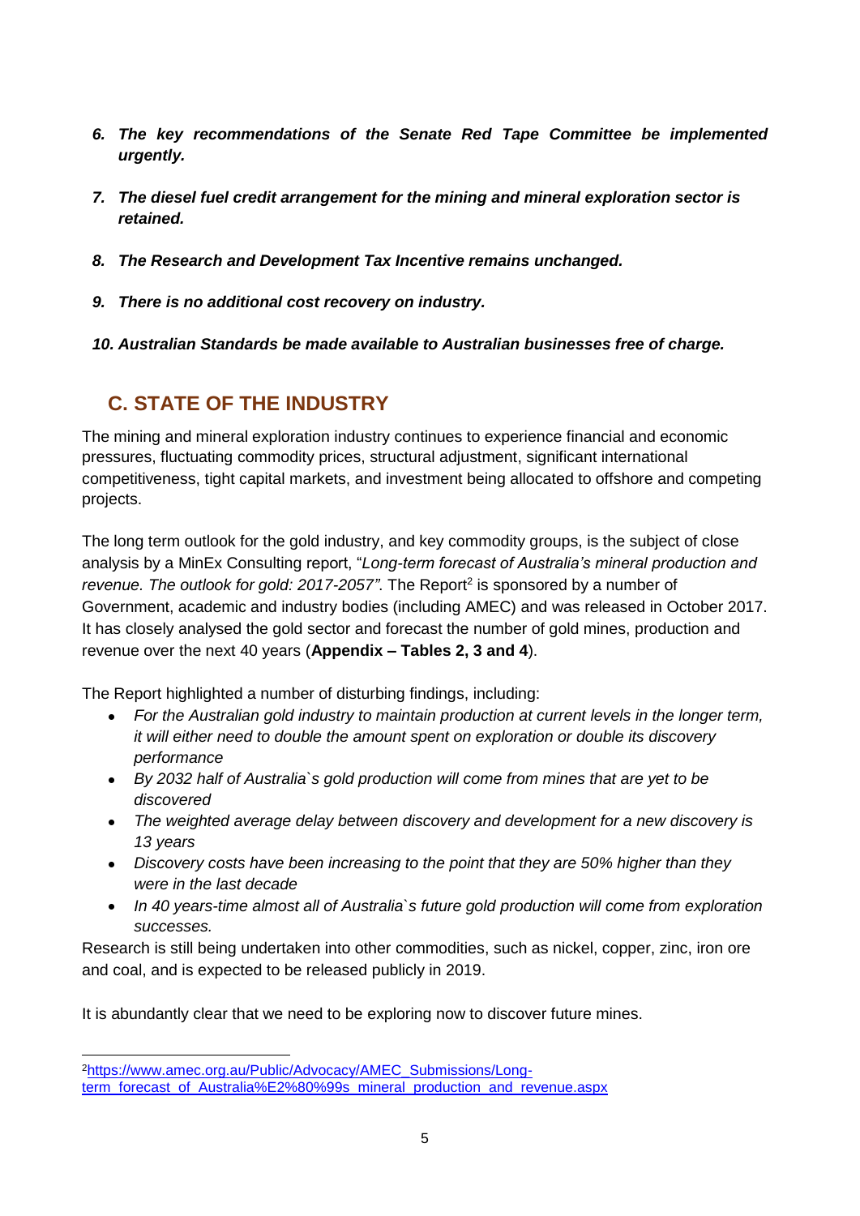6. ***The key recommendations of the Senate Red Tape Committee be implemented urgently.***

7. ***The diesel fuel credit arrangement for the mining and mineral exploration sector is retained.***

8. ***The Research and Development Tax Incentive remains unchanged.***

9. ***There is no additional cost recovery on industry.***

10. ***Australian Standards be made available to Australian businesses free of charge.***

## C. STATE OF THE INDUSTRY

The mining and mineral exploration industry continues to experience financial and economic pressures, fluctuating commodity prices, structural adjustment, significant international competitiveness, tight capital markets, and investment being allocated to offshore and competing projects.

The long term outlook for the gold industry, and key commodity groups, is the subject of close analysis by a MinEx Consulting report, "*Long-term forecast of Australia's mineral production and revenue. The outlook for gold: 2017-2057"*. The Report[2] is sponsored by a number of Government, academic and industry bodies (including AMEC) and was released in October 2017. It has closely analysed the gold sector and forecast the number of gold mines, production and revenue over the next 40 years (**Appendix – Tables 2, 3 and 4**).

The Report highlighted a number of disturbing findings, including:

- *For the Australian gold industry to maintain production at current levels in the longer term, it will either need to double the amount spent on exploration or double its discovery performance*
- *By 2032 half of Australia`s gold production will come from mines that are yet to be discovered*
- *The weighted average delay between discovery and development for a new discovery is 13 years*
- *Discovery costs have been increasing to the point that they are 50% higher than they were in the last decade*
- *In 40 years-time almost all of Australia`s future gold production will come from exploration successes.*

Research is still being undertaken into other commodities, such as nickel, copper, zinc, iron ore and coal, and is expected to be released publicly in 2019.

It is abundantly clear that we need to be exploring now to discover future mines.

[2] https://www.amec.org.au/Public/Advocacy/AMEC_Submissions/Long-term_forecast_of_Australia%E2%80%99s_mineral_production_and_revenue.aspx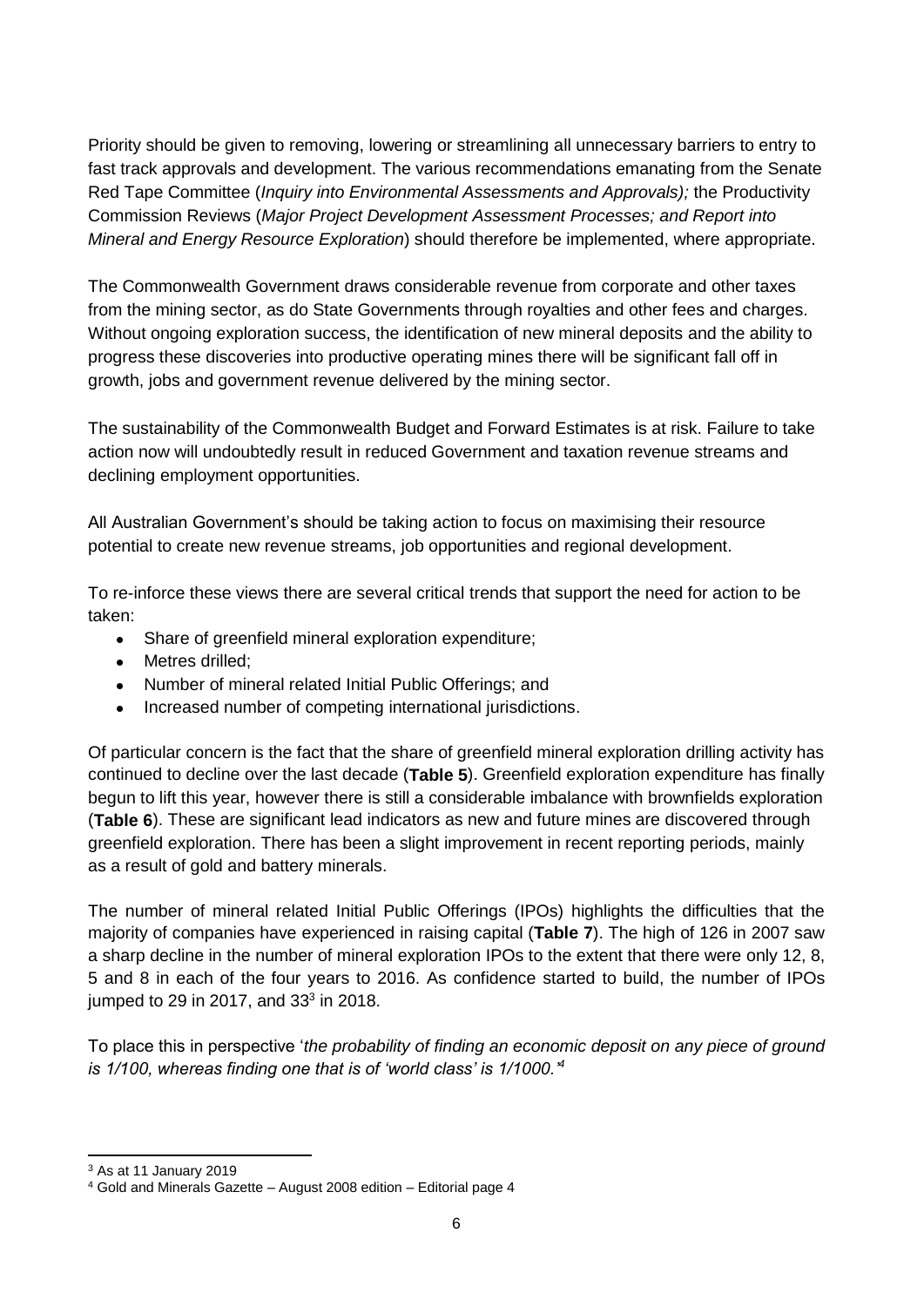Priority should be given to removing, lowering or streamlining all unnecessary barriers to entry to fast track approvals and development. The various recommendations emanating from the Senate Red Tape Committee (*Inquiry into Environmental Assessments and Approvals);* the Productivity Commission Reviews (*Major Project Development Assessment Processes; and Report into Mineral and Energy Resource Exploration*) should therefore be implemented, where appropriate.

The Commonwealth Government draws considerable revenue from corporate and other taxes from the mining sector, as do State Governments through royalties and other fees and charges. Without ongoing exploration success, the identification of new mineral deposits and the ability to progress these discoveries into productive operating mines there will be significant fall off in growth, jobs and government revenue delivered by the mining sector.

The sustainability of the Commonwealth Budget and Forward Estimates is at risk. Failure to take action now will undoubtedly result in reduced Government and taxation revenue streams and declining employment opportunities.

All Australian Government's should be taking action to focus on maximising their resource potential to create new revenue streams, job opportunities and regional development.

To re-inforce these views there are several critical trends that support the need for action to be taken:

- Share of greenfield mineral exploration expenditure;
- Metres drilled;
- Number of mineral related Initial Public Offerings; and
- Increased number of competing international jurisdictions.

Of particular concern is the fact that the share of greenfield mineral exploration drilling activity has continued to decline over the last decade (**Table 5**). Greenfield exploration expenditure has finally begun to lift this year, however there is still a considerable imbalance with brownfields exploration (**Table 6**). These are significant lead indicators as new and future mines are discovered through greenfield exploration. There has been a slight improvement in recent reporting periods, mainly as a result of gold and battery minerals.

The number of mineral related Initial Public Offerings (IPOs) highlights the difficulties that the majority of companies have experienced in raising capital (**Table 7**). The high of 126 in 2007 saw a sharp decline in the number of mineral exploration IPOs to the extent that there were only 12, 8, 5 and 8 in each of the four years to 2016. As confidence started to build, the number of IPOs jumped to 29 in 2017, and 33[3] in 2018.

To place this in perspective '*the probability of finding an economic deposit on any piece of ground is 1/100, whereas finding one that is of 'world class' is 1/1000.'*[4]

[3] As at 11 January 2019

[4] Gold and Minerals Gazette – August 2008 edition – Editorial page 4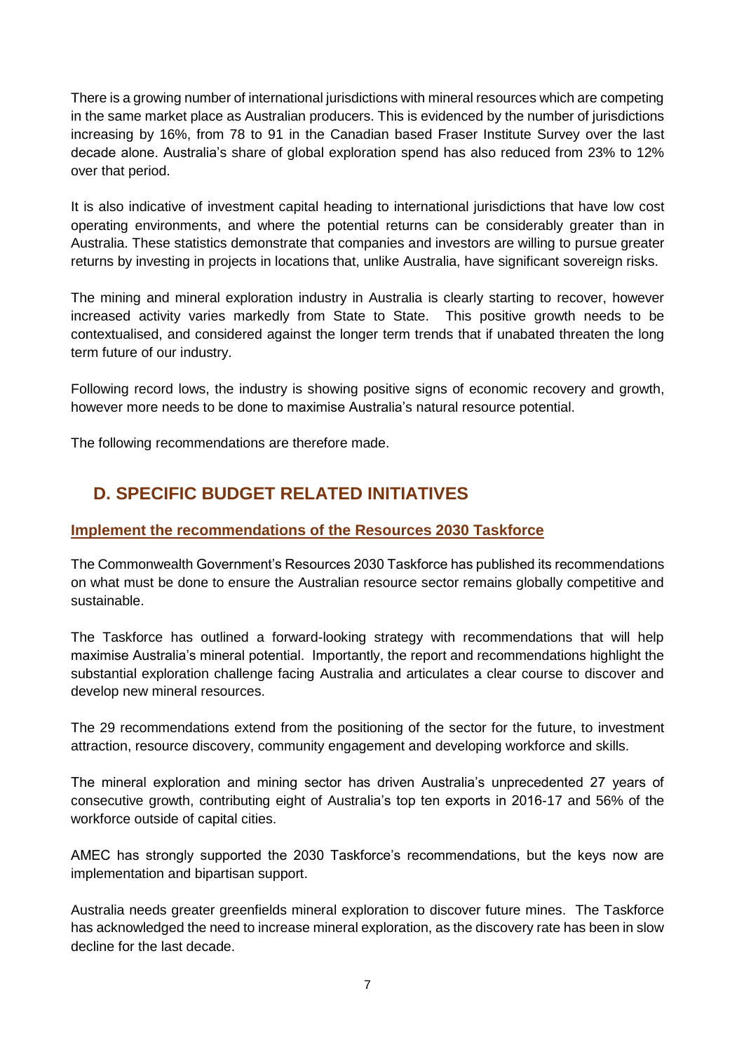There is a growing number of international jurisdictions with mineral resources which are competing in the same market place as Australian producers. This is evidenced by the number of jurisdictions increasing by 16%, from 78 to 91 in the Canadian based Fraser Institute Survey over the last decade alone. Australia's share of global exploration spend has also reduced from 23% to 12% over that period.

It is also indicative of investment capital heading to international jurisdictions that have low cost operating environments, and where the potential returns can be considerably greater than in Australia. These statistics demonstrate that companies and investors are willing to pursue greater returns by investing in projects in locations that, unlike Australia, have significant sovereign risks.

The mining and mineral exploration industry in Australia is clearly starting to recover, however increased activity varies markedly from State to State. This positive growth needs to be contextualised, and considered against the longer term trends that if unabated threaten the long term future of our industry.

Following record lows, the industry is showing positive signs of economic recovery and growth, however more needs to be done to maximise Australia's natural resource potential.

The following recommendations are therefore made.

## D. SPECIFIC BUDGET RELATED INITIATIVES

### Implement the recommendations of the Resources 2030 Taskforce

The Commonwealth Government's Resources 2030 Taskforce has published its recommendations on what must be done to ensure the Australian resource sector remains globally competitive and sustainable.

The Taskforce has outlined a forward-looking strategy with recommendations that will help maximise Australia's mineral potential. Importantly, the report and recommendations highlight the substantial exploration challenge facing Australia and articulates a clear course to discover and develop new mineral resources.

The 29 recommendations extend from the positioning of the sector for the future, to investment attraction, resource discovery, community engagement and developing workforce and skills.

The mineral exploration and mining sector has driven Australia's unprecedented 27 years of consecutive growth, contributing eight of Australia's top ten exports in 2016-17 and 56% of the workforce outside of capital cities.

AMEC has strongly supported the 2030 Taskforce's recommendations, but the keys now are implementation and bipartisan support.

Australia needs greater greenfields mineral exploration to discover future mines. The Taskforce has acknowledged the need to increase mineral exploration, as the discovery rate has been in slow decline for the last decade.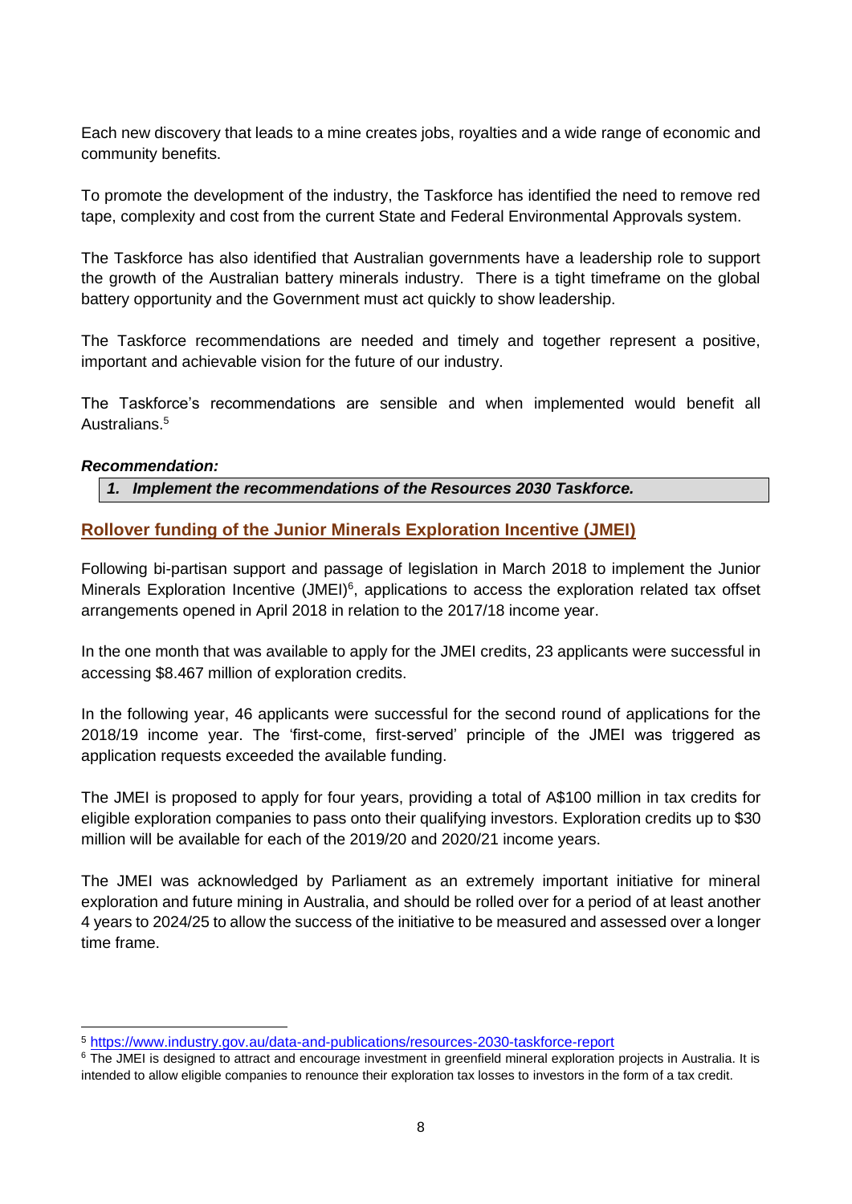Each new discovery that leads to a mine creates jobs, royalties and a wide range of economic and community benefits.

To promote the development of the industry, the Taskforce has identified the need to remove red tape, complexity and cost from the current State and Federal Environmental Approvals system.

The Taskforce has also identified that Australian governments have a leadership role to support the growth of the Australian battery minerals industry. There is a tight timeframe on the global battery opportunity and the Government must act quickly to show leadership.

The Taskforce recommendations are needed and timely and together represent a positive, important and achievable vision for the future of our industry.

The Taskforce's recommendations are sensible and when implemented would benefit all Australians.[5]

***Recommendation:***

| ***1. Implement the recommendations of the Resources 2030 Taskforce.*** |
|---|

## Rollover funding of the Junior Minerals Exploration Incentive (JMEI)

Following bi-partisan support and passage of legislation in March 2018 to implement the Junior Minerals Exploration Incentive (JMEI)[6], applications to access the exploration related tax offset arrangements opened in April 2018 in relation to the 2017/18 income year.

In the one month that was available to apply for the JMEI credits, 23 applicants were successful in accessing $8.467 million of exploration credits.

In the following year, 46 applicants were successful for the second round of applications for the 2018/19 income year. The 'first-come, first-served' principle of the JMEI was triggered as application requests exceeded the available funding.

The JMEI is proposed to apply for four years, providing a total of A$100 million in tax credits for eligible exploration companies to pass onto their qualifying investors. Exploration credits up to $30 million will be available for each of the 2019/20 and 2020/21 income years.

The JMEI was acknowledged by Parliament as an extremely important initiative for mineral exploration and future mining in Australia, and should be rolled over for a period of at least another 4 years to 2024/25 to allow the success of the initiative to be measured and assessed over a longer time frame.

---

[5] https://www.industry.gov.au/data-and-publications/resources-2030-taskforce-report

[6] The JMEI is designed to attract and encourage investment in greenfield mineral exploration projects in Australia. It is intended to allow eligible companies to renounce their exploration tax losses to investors in the form of a tax credit.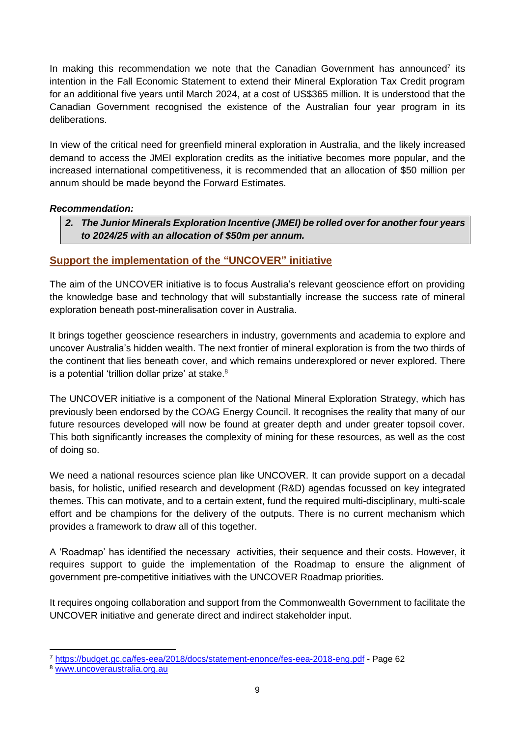In making this recommendation we note that the Canadian Government has announced[7] its intention in the Fall Economic Statement to extend their Mineral Exploration Tax Credit program for an additional five years until March 2024, at a cost of US$365 million. It is understood that the Canadian Government recognised the existence of the Australian four year program in its deliberations.

In view of the critical need for greenfield mineral exploration in Australia, and the likely increased demand to access the JMEI exploration credits as the initiative becomes more popular, and the increased international competitiveness, it is recommended that an allocation of $50 million per annum should be made beyond the Forward Estimates.

***Recommendation:***

> ***2. The Junior Minerals Exploration Incentive (JMEI) be rolled over for another four years to 2024/25 with an allocation of $50m per annum.***

## Support the implementation of the "UNCOVER" initiative

The aim of the UNCOVER initiative is to focus Australia's relevant geoscience effort on providing the knowledge base and technology that will substantially increase the success rate of mineral exploration beneath post-mineralisation cover in Australia.

It brings together geoscience researchers in industry, governments and academia to explore and uncover Australia's hidden wealth. The next frontier of mineral exploration is from the two thirds of the continent that lies beneath cover, and which remains underexplored or never explored. There is a potential 'trillion dollar prize' at stake.[8]

The UNCOVER initiative is a component of the National Mineral Exploration Strategy, which has previously been endorsed by the COAG Energy Council. It recognises the reality that many of our future resources developed will now be found at greater depth and under greater topsoil cover. This both significantly increases the complexity of mining for these resources, as well as the cost of doing so.

We need a national resources science plan like UNCOVER. It can provide support on a decadal basis, for holistic, unified research and development (R&D) agendas focussed on key integrated themes. This can motivate, and to a certain extent, fund the required multi-disciplinary, multi-scale effort and be champions for the delivery of the outputs. There is no current mechanism which provides a framework to draw all of this together.

A 'Roadmap' has identified the necessary activities, their sequence and their costs. However, it requires support to guide the implementation of the Roadmap to ensure the alignment of government pre-competitive initiatives with the UNCOVER Roadmap priorities.

It requires ongoing collaboration and support from the Commonwealth Government to facilitate the UNCOVER initiative and generate direct and indirect stakeholder input.

---

[7] https://budget.gc.ca/fes-eea/2018/docs/statement-enonce/fes-eea-2018-eng.pdf - Page 62

[8] www.uncoveraustralia.org.au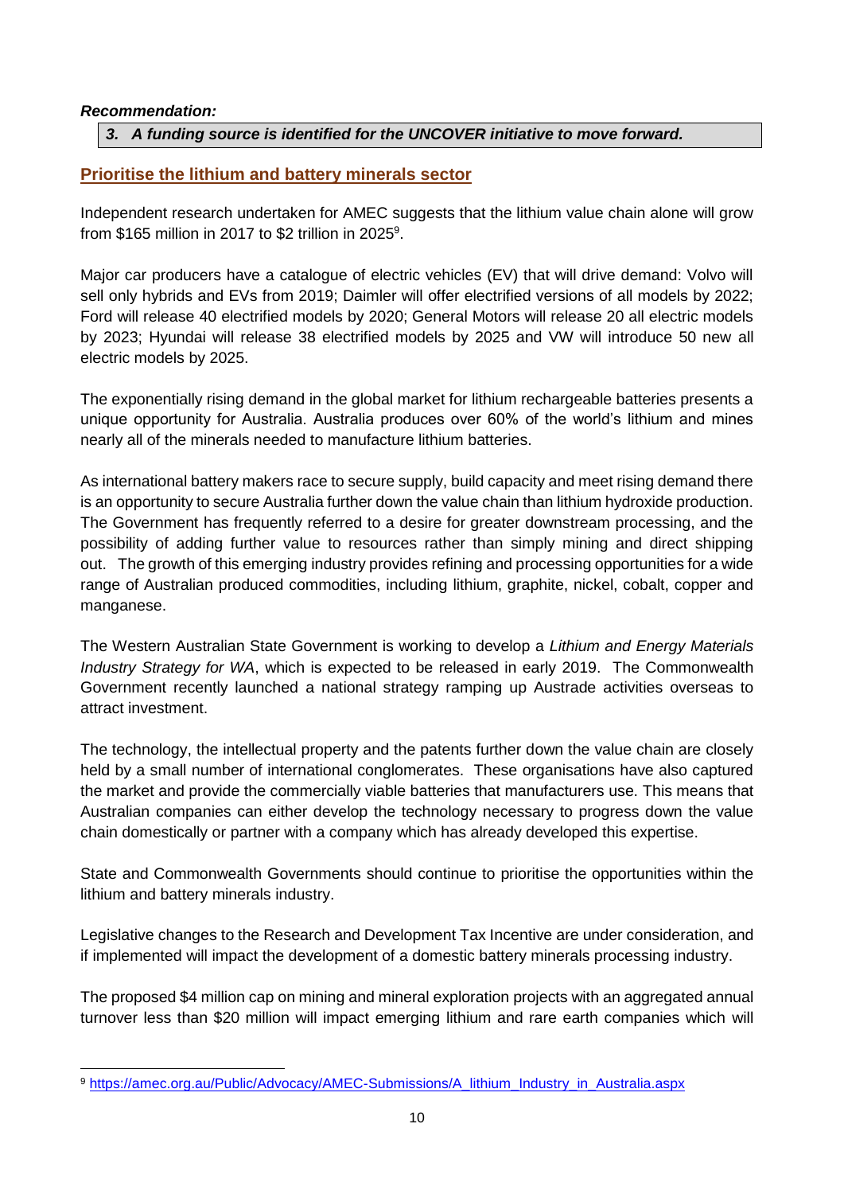***Recommendation:***

***3. A funding source is identified for the UNCOVER initiative to move forward.***

## Prioritise the lithium and battery minerals sector

Independent research undertaken for AMEC suggests that the lithium value chain alone will grow from $165 million in 2017 to $2 trillion in 2025[9].

Major car producers have a catalogue of electric vehicles (EV) that will drive demand: Volvo will sell only hybrids and EVs from 2019; Daimler will offer electrified versions of all models by 2022; Ford will release 40 electrified models by 2020; General Motors will release 20 all electric models by 2023; Hyundai will release 38 electrified models by 2025 and VW will introduce 50 new all electric models by 2025.

The exponentially rising demand in the global market for lithium rechargeable batteries presents a unique opportunity for Australia. Australia produces over 60% of the world's lithium and mines nearly all of the minerals needed to manufacture lithium batteries.

As international battery makers race to secure supply, build capacity and meet rising demand there is an opportunity to secure Australia further down the value chain than lithium hydroxide production. The Government has frequently referred to a desire for greater downstream processing, and the possibility of adding further value to resources rather than simply mining and direct shipping out. The growth of this emerging industry provides refining and processing opportunities for a wide range of Australian produced commodities, including lithium, graphite, nickel, cobalt, copper and manganese.

The Western Australian State Government is working to develop a *Lithium and Energy Materials Industry Strategy for WA*, which is expected to be released in early 2019. The Commonwealth Government recently launched a national strategy ramping up Austrade activities overseas to attract investment.

The technology, the intellectual property and the patents further down the value chain are closely held by a small number of international conglomerates. These organisations have also captured the market and provide the commercially viable batteries that manufacturers use. This means that Australian companies can either develop the technology necessary to progress down the value chain domestically or partner with a company which has already developed this expertise.

State and Commonwealth Governments should continue to prioritise the opportunities within the lithium and battery minerals industry.

Legislative changes to the Research and Development Tax Incentive are under consideration, and if implemented will impact the development of a domestic battery minerals processing industry.

The proposed $4 million cap on mining and mineral exploration projects with an aggregated annual turnover less than $20 million will impact emerging lithium and rare earth companies which will

---

[9] https://amec.org.au/Public/Advocacy/AMEC-Submissions/A_lithium_Industry_in_Australia.aspx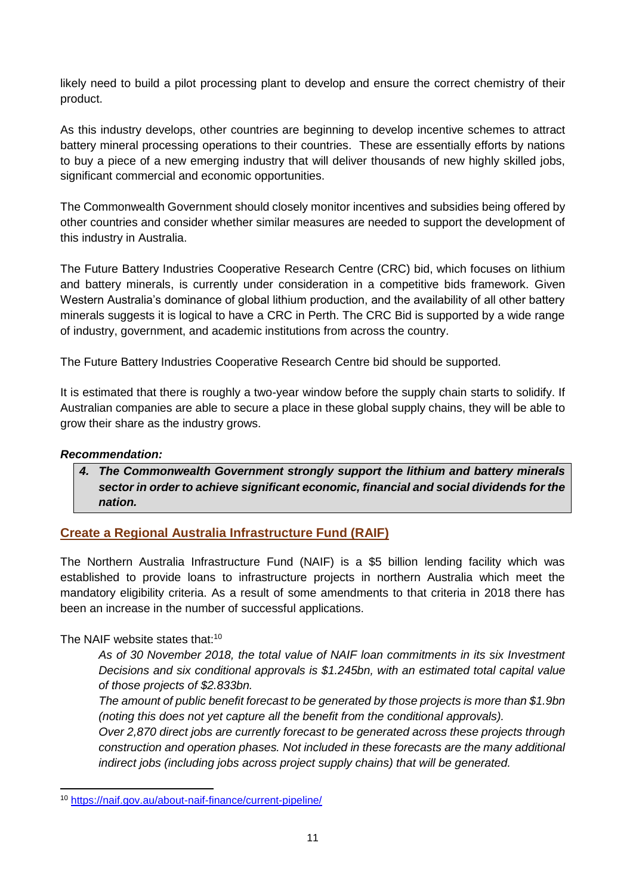likely need to build a pilot processing plant to develop and ensure the correct chemistry of their product.

As this industry develops, other countries are beginning to develop incentive schemes to attract battery mineral processing operations to their countries. These are essentially efforts by nations to buy a piece of a new emerging industry that will deliver thousands of new highly skilled jobs, significant commercial and economic opportunities.

The Commonwealth Government should closely monitor incentives and subsidies being offered by other countries and consider whether similar measures are needed to support the development of this industry in Australia.

The Future Battery Industries Cooperative Research Centre (CRC) bid, which focuses on lithium and battery minerals, is currently under consideration in a competitive bids framework. Given Western Australia's dominance of global lithium production, and the availability of all other battery minerals suggests it is logical to have a CRC in Perth. The CRC Bid is supported by a wide range of industry, government, and academic institutions from across the country.

The Future Battery Industries Cooperative Research Centre bid should be supported.

It is estimated that there is roughly a two-year window before the supply chain starts to solidify. If Australian companies are able to secure a place in these global supply chains, they will be able to grow their share as the industry grows.

***Recommendation:***

> ***4. The Commonwealth Government strongly support the lithium and battery minerals sector in order to achieve significant economic, financial and social dividends for the nation.***

## Create a Regional Australia Infrastructure Fund (RAIF)

The Northern Australia Infrastructure Fund (NAIF) is a $5 billion lending facility which was established to provide loans to infrastructure projects in northern Australia which meet the mandatory eligibility criteria. As a result of some amendments to that criteria in 2018 there has been an increase in the number of successful applications.

The NAIF website states that:[10]

> *As of 30 November 2018, the total value of NAIF loan commitments in its six Investment Decisions and six conditional approvals is $1.245bn, with an estimated total capital value of those projects of $2.833bn.*
>
> *The amount of public benefit forecast to be generated by those projects is more than $1.9bn (noting this does not yet capture all the benefit from the conditional approvals).*
>
> *Over 2,870 direct jobs are currently forecast to be generated across these projects through construction and operation phases. Not included in these forecasts are the many additional indirect jobs (including jobs across project supply chains) that will be generated.*

[10] https://naif.gov.au/about-naif-finance/current-pipeline/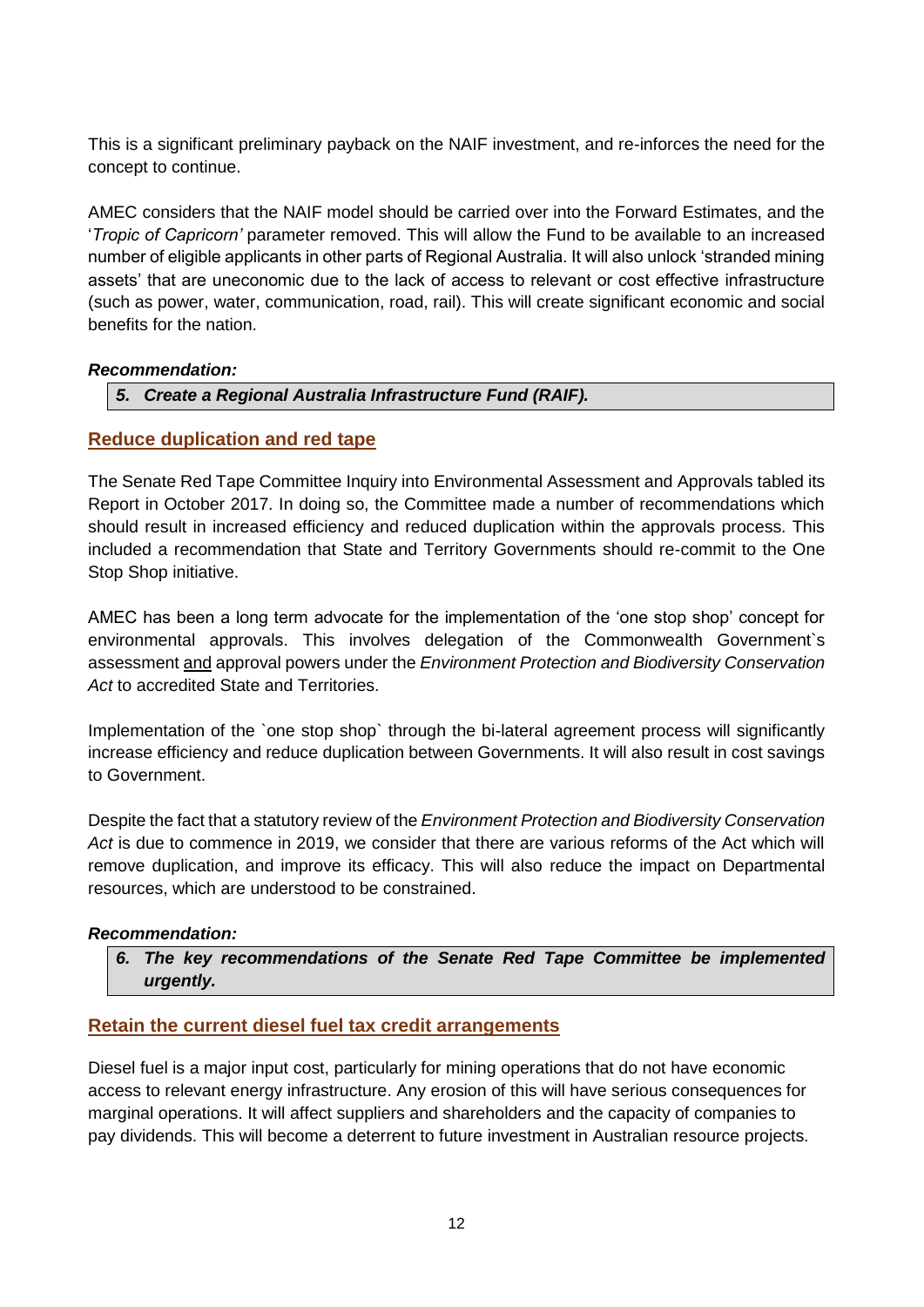This is a significant preliminary payback on the NAIF investment, and re-inforces the need for the concept to continue.

AMEC considers that the NAIF model should be carried over into the Forward Estimates, and the '*Tropic of Capricorn'* parameter removed. This will allow the Fund to be available to an increased number of eligible applicants in other parts of Regional Australia. It will also unlock 'stranded mining assets' that are uneconomic due to the lack of access to relevant or cost effective infrastructure (such as power, water, communication, road, rail). This will create significant economic and social benefits for the nation.

***Recommendation:***

> ***5. Create a Regional Australia Infrastructure Fund (RAIF).***

## Reduce duplication and red tape

The Senate Red Tape Committee Inquiry into Environmental Assessment and Approvals tabled its Report in October 2017. In doing so, the Committee made a number of recommendations which should result in increased efficiency and reduced duplication within the approvals process. This included a recommendation that State and Territory Governments should re-commit to the One Stop Shop initiative.

AMEC has been a long term advocate for the implementation of the 'one stop shop' concept for environmental approvals. This involves delegation of the Commonwealth Government`s assessment <u>and</u> approval powers under the *Environment Protection and Biodiversity Conservation Act* to accredited State and Territories.

Implementation of the `one stop shop` through the bi-lateral agreement process will significantly increase efficiency and reduce duplication between Governments. It will also result in cost savings to Government.

Despite the fact that a statutory review of the *Environment Protection and Biodiversity Conservation Act* is due to commence in 2019, we consider that there are various reforms of the Act which will remove duplication, and improve its efficacy. This will also reduce the impact on Departmental resources, which are understood to be constrained.

***Recommendation:***

> ***6. The key recommendations of the Senate Red Tape Committee be implemented urgently.***

## Retain the current diesel fuel tax credit arrangements

Diesel fuel is a major input cost, particularly for mining operations that do not have economic access to relevant energy infrastructure. Any erosion of this will have serious consequences for marginal operations. It will affect suppliers and shareholders and the capacity of companies to pay dividends. This will become a deterrent to future investment in Australian resource projects.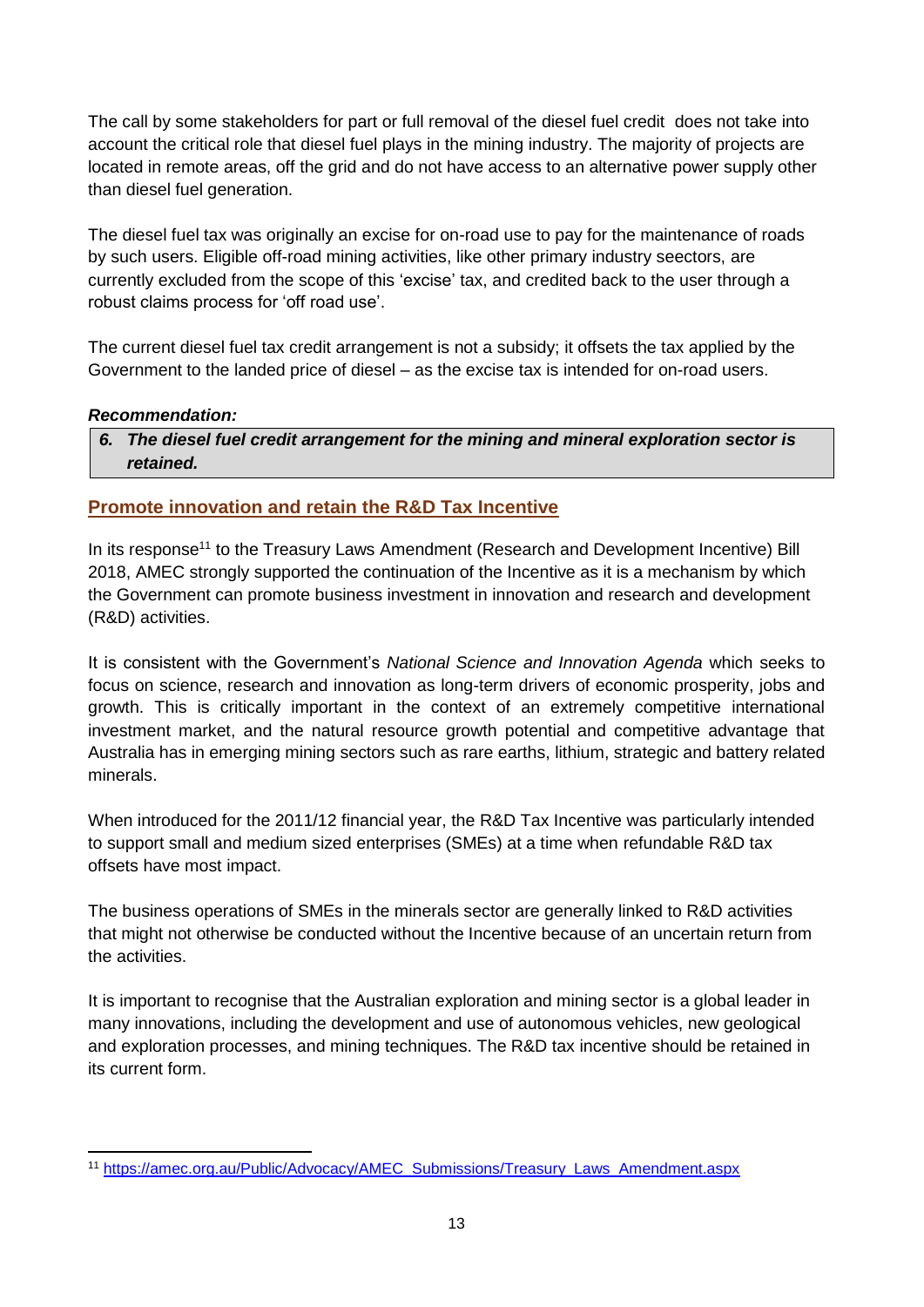The call by some stakeholders for part or full removal of the diesel fuel credit  does not take into account the critical role that diesel fuel plays in the mining industry. The majority of projects are located in remote areas, off the grid and do not have access to an alternative power supply other than diesel fuel generation.

The diesel fuel tax was originally an excise for on-road use to pay for the maintenance of roads by such users. Eligible off-road mining activities, like other primary industry seectors, are currently excluded from the scope of this 'excise' tax, and credited back to the user through a robust claims process for 'off road use'.

The current diesel fuel tax credit arrangement is not a subsidy; it offsets the tax applied by the Government to the landed price of diesel – as the excise tax is intended for on-road users.

***Recommendation:***

> ***6. The diesel fuel credit arrangement for the mining and mineral exploration sector is retained.***

## Promote innovation and retain the R&D Tax Incentive

In its response[11] to the Treasury Laws Amendment (Research and Development Incentive) Bill 2018, AMEC strongly supported the continuation of the Incentive as it is a mechanism by which the Government can promote business investment in innovation and research and development (R&D) activities.

It is consistent with the Government's *National Science and Innovation Agenda* which seeks to focus on science, research and innovation as long-term drivers of economic prosperity, jobs and growth. This is critically important in the context of an extremely competitive international investment market, and the natural resource growth potential and competitive advantage that Australia has in emerging mining sectors such as rare earths, lithium, strategic and battery related minerals.

When introduced for the 2011/12 financial year, the R&D Tax Incentive was particularly intended to support small and medium sized enterprises (SMEs) at a time when refundable R&D tax offsets have most impact.

The business operations of SMEs in the minerals sector are generally linked to R&D activities that might not otherwise be conducted without the Incentive because of an uncertain return from the activities.

It is important to recognise that the Australian exploration and mining sector is a global leader in many innovations, including the development and use of autonomous vehicles, new geological and exploration processes, and mining techniques. The R&D tax incentive should be retained in its current form.

---

[11] https://amec.org.au/Public/Advocacy/AMEC_Submissions/Treasury_Laws_Amendment.aspx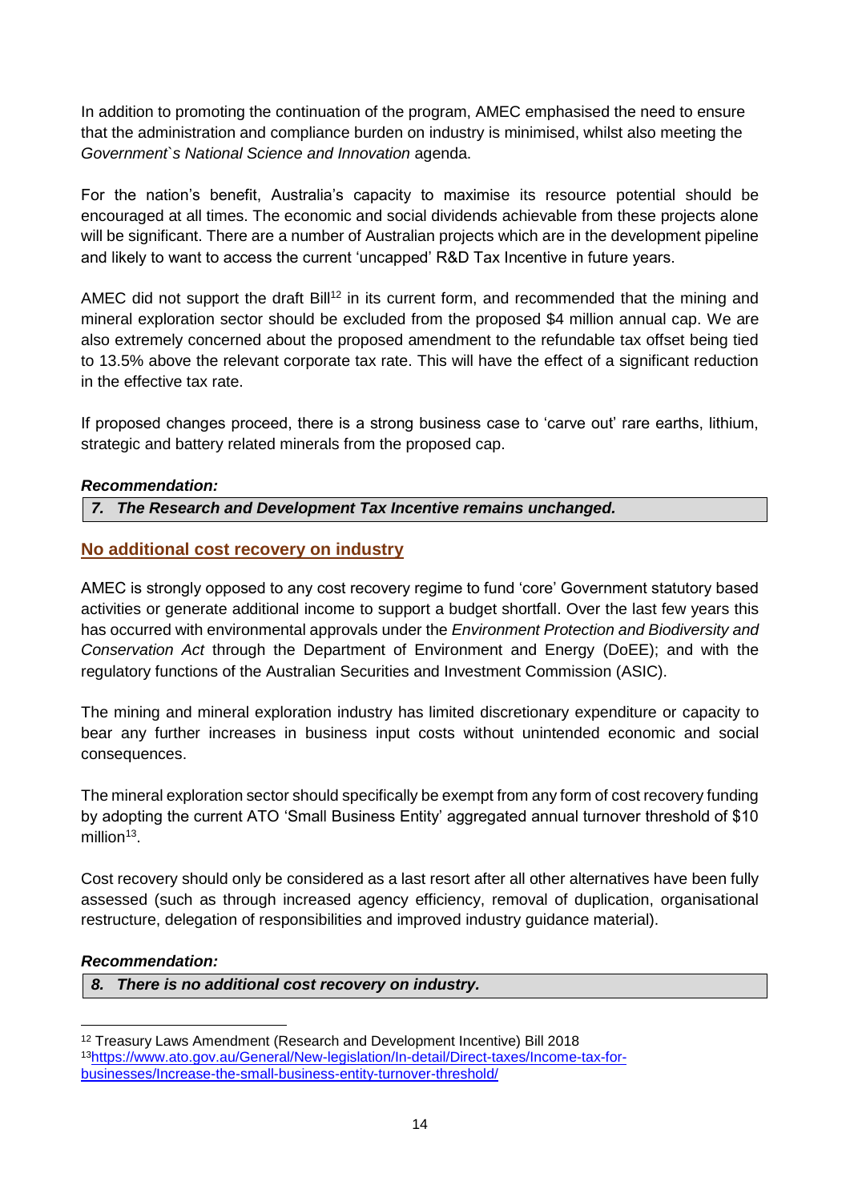In addition to promoting the continuation of the program, AMEC emphasised the need to ensure that the administration and compliance burden on industry is minimised, whilst also meeting the *Government`s National Science and Innovation* agenda.

For the nation's benefit, Australia's capacity to maximise its resource potential should be encouraged at all times. The economic and social dividends achievable from these projects alone will be significant. There are a number of Australian projects which are in the development pipeline and likely to want to access the current 'uncapped' R&D Tax Incentive in future years.

AMEC did not support the draft Bill[12] in its current form, and recommended that the mining and mineral exploration sector should be excluded from the proposed $4 million annual cap. We are also extremely concerned about the proposed amendment to the refundable tax offset being tied to 13.5% above the relevant corporate tax rate. This will have the effect of a significant reduction in the effective tax rate.

If proposed changes proceed, there is a strong business case to 'carve out' rare earths, lithium, strategic and battery related minerals from the proposed cap.

***Recommendation:***

***7. The Research and Development Tax Incentive remains unchanged.***

## No additional cost recovery on industry

AMEC is strongly opposed to any cost recovery regime to fund 'core' Government statutory based activities or generate additional income to support a budget shortfall. Over the last few years this has occurred with environmental approvals under the *Environment Protection and Biodiversity and Conservation Act* through the Department of Environment and Energy (DoEE); and with the regulatory functions of the Australian Securities and Investment Commission (ASIC).

The mining and mineral exploration industry has limited discretionary expenditure or capacity to bear any further increases in business input costs without unintended economic and social consequences.

The mineral exploration sector should specifically be exempt from any form of cost recovery funding by adopting the current ATO 'Small Business Entity' aggregated annual turnover threshold of $10 million[13].

Cost recovery should only be considered as a last resort after all other alternatives have been fully assessed (such as through increased agency efficiency, removal of duplication, organisational restructure, delegation of responsibilities and improved industry guidance material).

***Recommendation:***

***8. There is no additional cost recovery on industry.***

---

[12] Treasury Laws Amendment (Research and Development Incentive) Bill 2018

[13] https://www.ato.gov.au/General/New-legislation/In-detail/Direct-taxes/Income-tax-for-businesses/Increase-the-small-business-entity-turnover-threshold/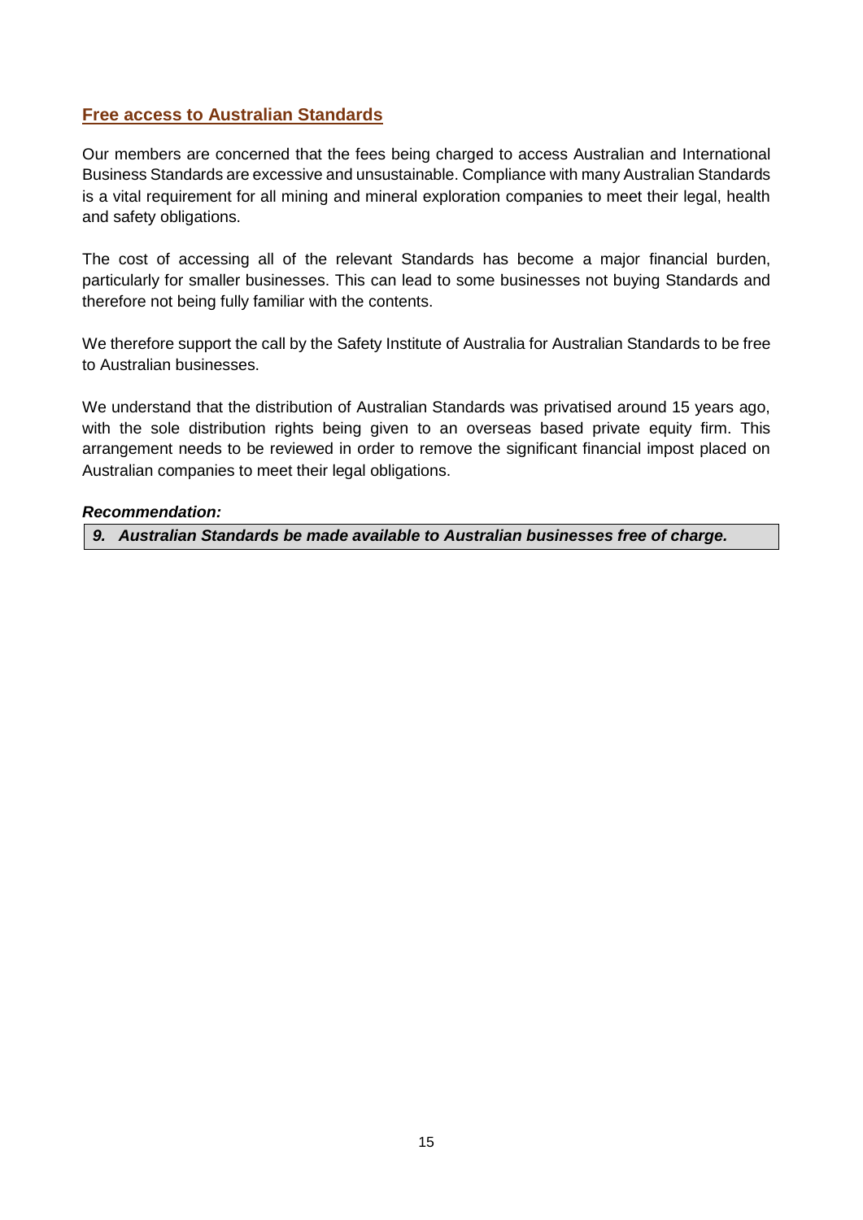## Free access to Australian Standards

Our members are concerned that the fees being charged to access Australian and International Business Standards are excessive and unsustainable. Compliance with many Australian Standards is a vital requirement for all mining and mineral exploration companies to meet their legal, health and safety obligations.

The cost of accessing all of the relevant Standards has become a major financial burden, particularly for smaller businesses. This can lead to some businesses not buying Standards and therefore not being fully familiar with the contents.

We therefore support the call by the Safety Institute of Australia for Australian Standards to be free to Australian businesses.

We understand that the distribution of Australian Standards was privatised around 15 years ago, with the sole distribution rights being given to an overseas based private equity firm. This arrangement needs to be reviewed in order to remove the significant financial impost placed on Australian companies to meet their legal obligations.

***Recommendation:***

***9. Australian Standards be made available to Australian businesses free of charge.***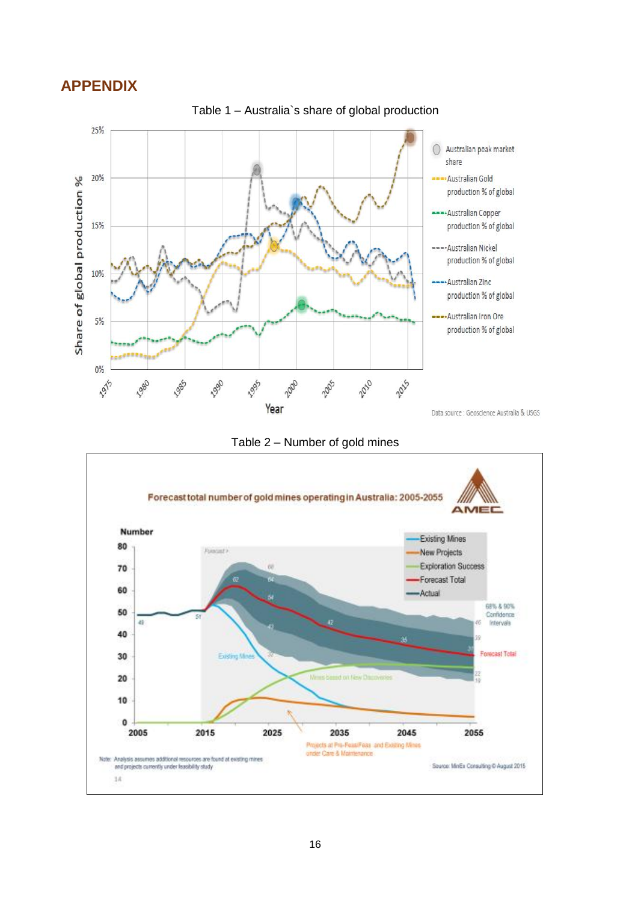# APPENDIX

Table 1 – Australia`s share of global production

Table 2 – Number of gold mines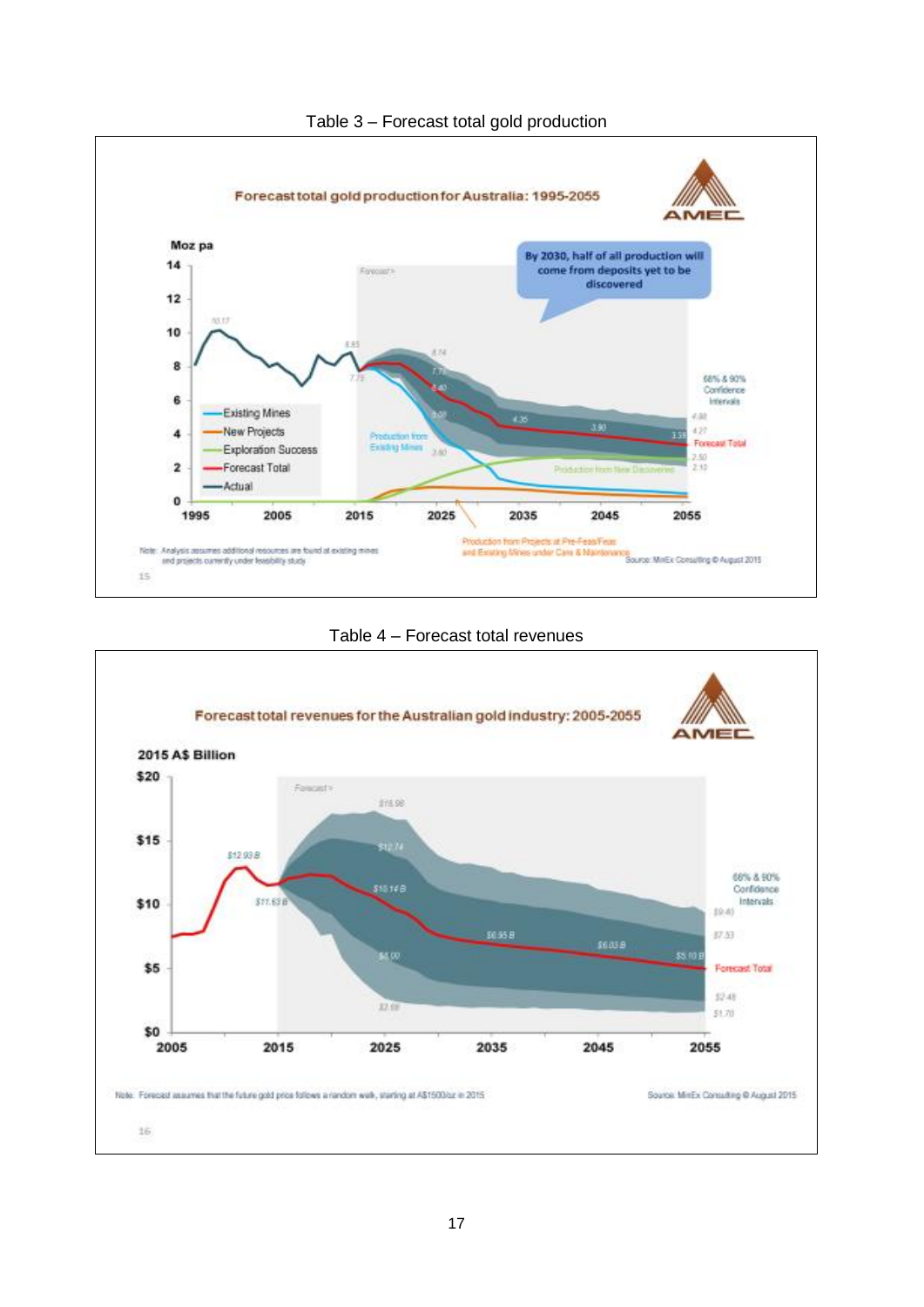Table 3 – Forecast total gold production

Table 4 – Forecast total revenues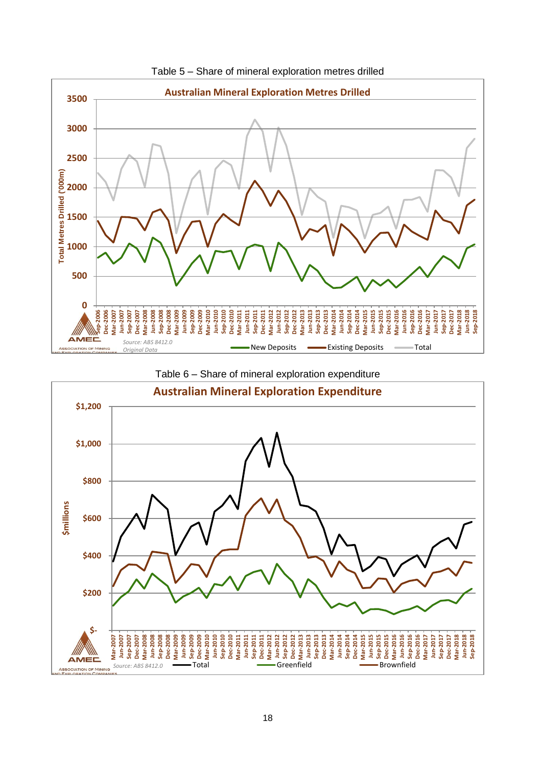Table 5 – Share of mineral exploration metres drilled

Table 6 – Share of mineral exploration expenditure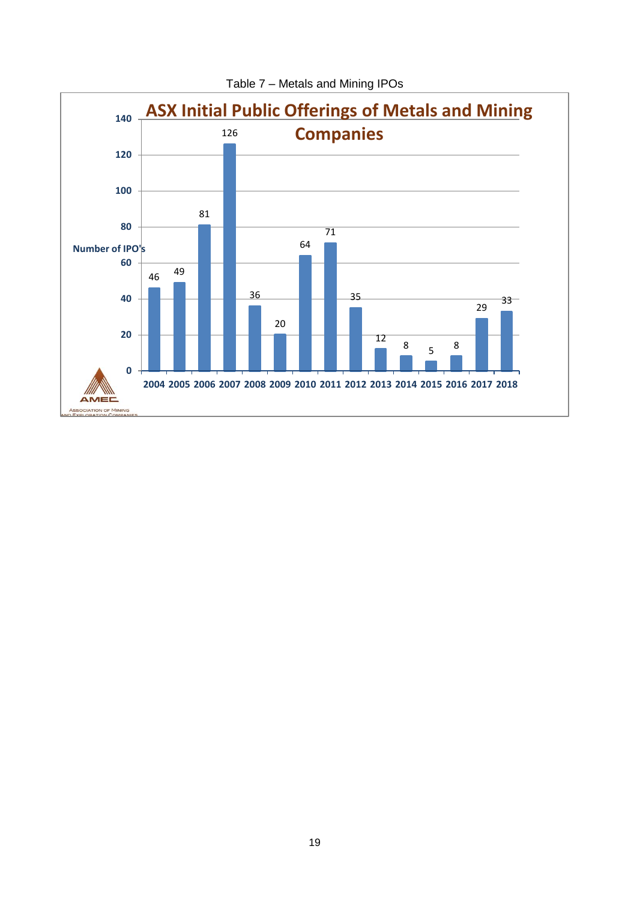Table 7 – Metals and Mining IPOs

ASX Initial Public Offerings of Metals and Mining Companies

Number of IPO's

140
120
100
80
60
40
20
0

46
49
81
126
36
20
64
71
35
12
8
5
8
29
33

2004 2005 2006 2007 2008 2009 2010 2011 2012 2013 2014 2015 2016 2017 2018

AMEC
Association of Mining and Exploration Companies